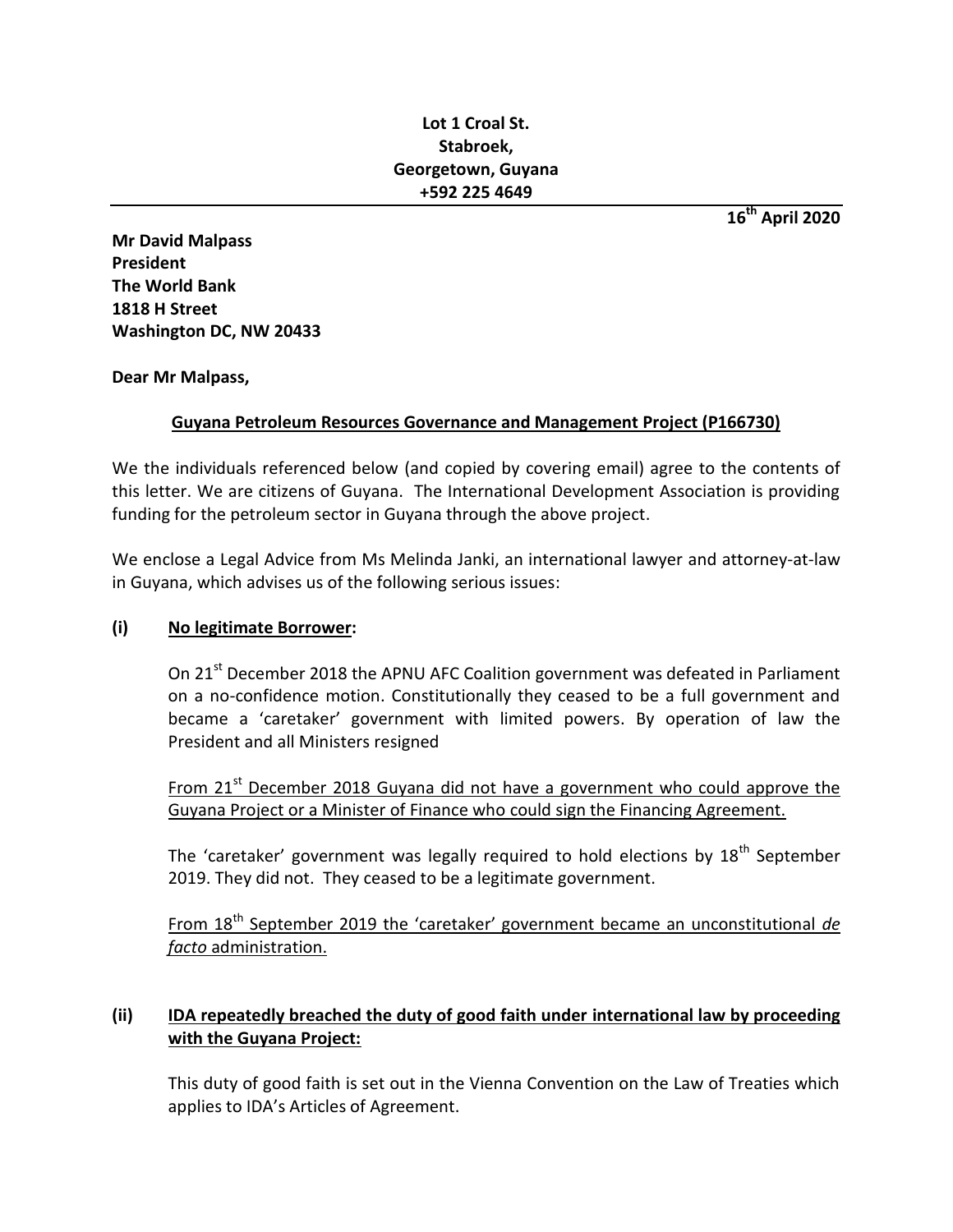**Lot 1 Croal St.**
**Stabroek,**
**Georgetown, Guyana**
**+592 225 4649**

**16th April 2020**

**Mr David Malpass**
**President**
**The World Bank**
**1818 H Street**
**Washington DC, NW 20433**

**Dear Mr Malpass,**

**Guyana Petroleum Resources Governance and Management Project (P166730)**

We the individuals referenced below (and copied by covering email) agree to the contents of this letter. We are citizens of Guyana. The International Development Association is providing funding for the petroleum sector in Guyana through the above project.

We enclose a Legal Advice from Ms Melinda Janki, an international lawyer and attorney-at-law in Guyana, which advises us of the following serious issues:

**(i) No legitimate Borrower:**

On 21st December 2018 the APNU AFC Coalition government was defeated in Parliament on a no-confidence motion. Constitutionally they ceased to be a full government and became a 'caretaker' government with limited powers. By operation of law the President and all Ministers resigned

From 21st December 2018 Guyana did not have a government who could approve the Guyana Project or a Minister of Finance who could sign the Financing Agreement.

The 'caretaker' government was legally required to hold elections by 18th September 2019. They did not. They ceased to be a legitimate government.

From 18th September 2019 the 'caretaker' government became an unconstitutional *de facto* administration.

**(ii) IDA repeatedly breached the duty of good faith under international law by proceeding with the Guyana Project:**

This duty of good faith is set out in the Vienna Convention on the Law of Treaties which applies to IDA's Articles of Agreement.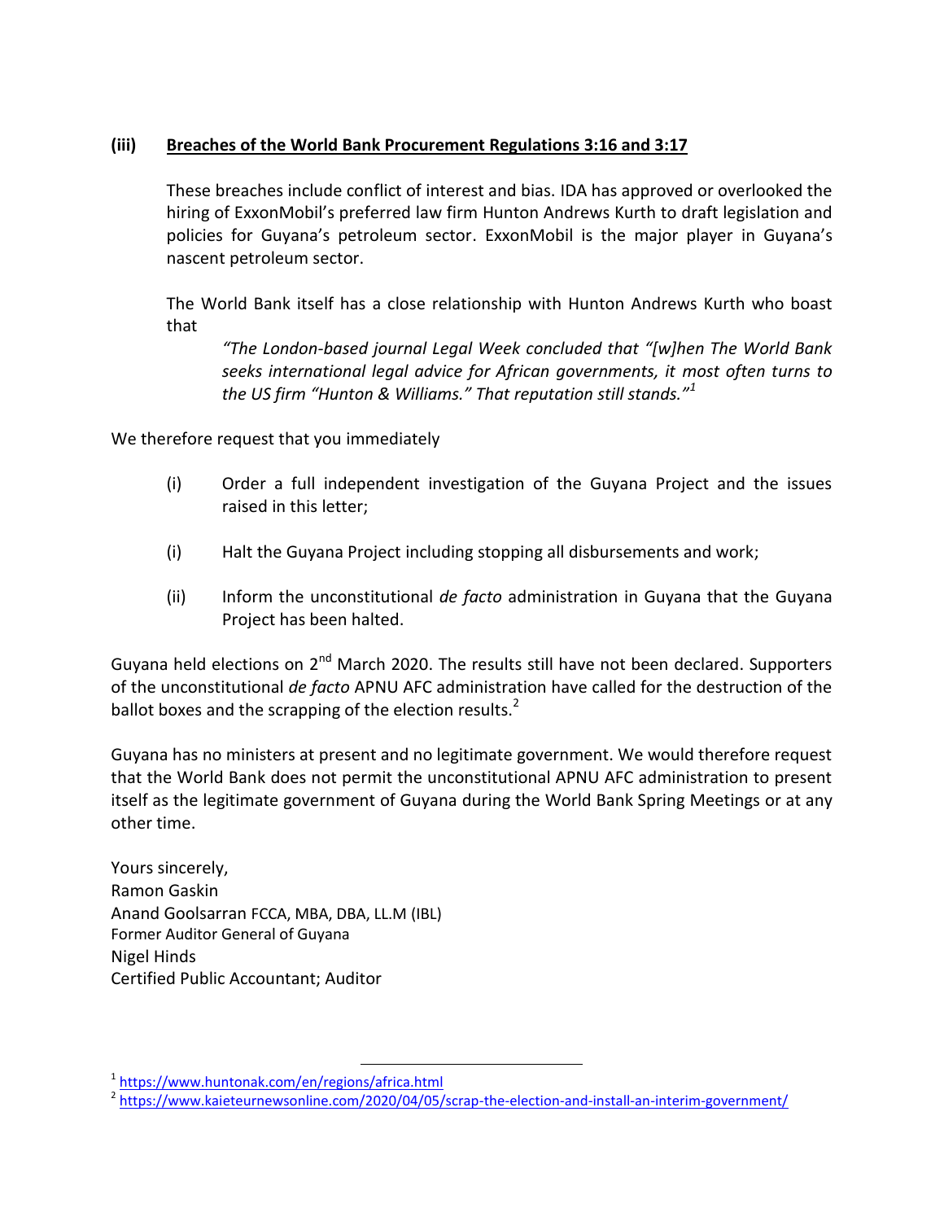**(iii) Breaches of the World Bank Procurement Regulations 3:16 and 3:17**

These breaches include conflict of interest and bias. IDA has approved or overlooked the hiring of ExxonMobil's preferred law firm Hunton Andrews Kurth to draft legislation and policies for Guyana's petroleum sector. ExxonMobil is the major player in Guyana's nascent petroleum sector.

The World Bank itself has a close relationship with Hunton Andrews Kurth who boast that

> *"The London-based journal Legal Week concluded that "[w]hen The World Bank seeks international legal advice for African governments, it most often turns to the US firm "Hunton & Williams." That reputation still stands."*[1]

We therefore request that you immediately

(i) Order a full independent investigation of the Guyana Project and the issues raised in this letter;

(i) Halt the Guyana Project including stopping all disbursements and work;

(ii) Inform the unconstitutional *de facto* administration in Guyana that the Guyana Project has been halted.

Guyana held elections on 2nd March 2020. The results still have not been declared. Supporters of the unconstitutional *de facto* APNU AFC administration have called for the destruction of the ballot boxes and the scrapping of the election results.[2]

Guyana has no ministers at present and no legitimate government. We would therefore request that the World Bank does not permit the unconstitutional APNU AFC administration to present itself as the legitimate government of Guyana during the World Bank Spring Meetings or at any other time.

Yours sincerely,
Ramon Gaskin
Anand Goolsarran FCCA, MBA, DBA, LL.M (IBL)
Former Auditor General of Guyana
Nigel Hinds
Certified Public Accountant; Auditor

---

[1] https://www.huntonak.com/en/regions/africa.html

[2] https://www.kaieteurnewsonline.com/2020/04/05/scrap-the-election-and-install-an-interim-government/